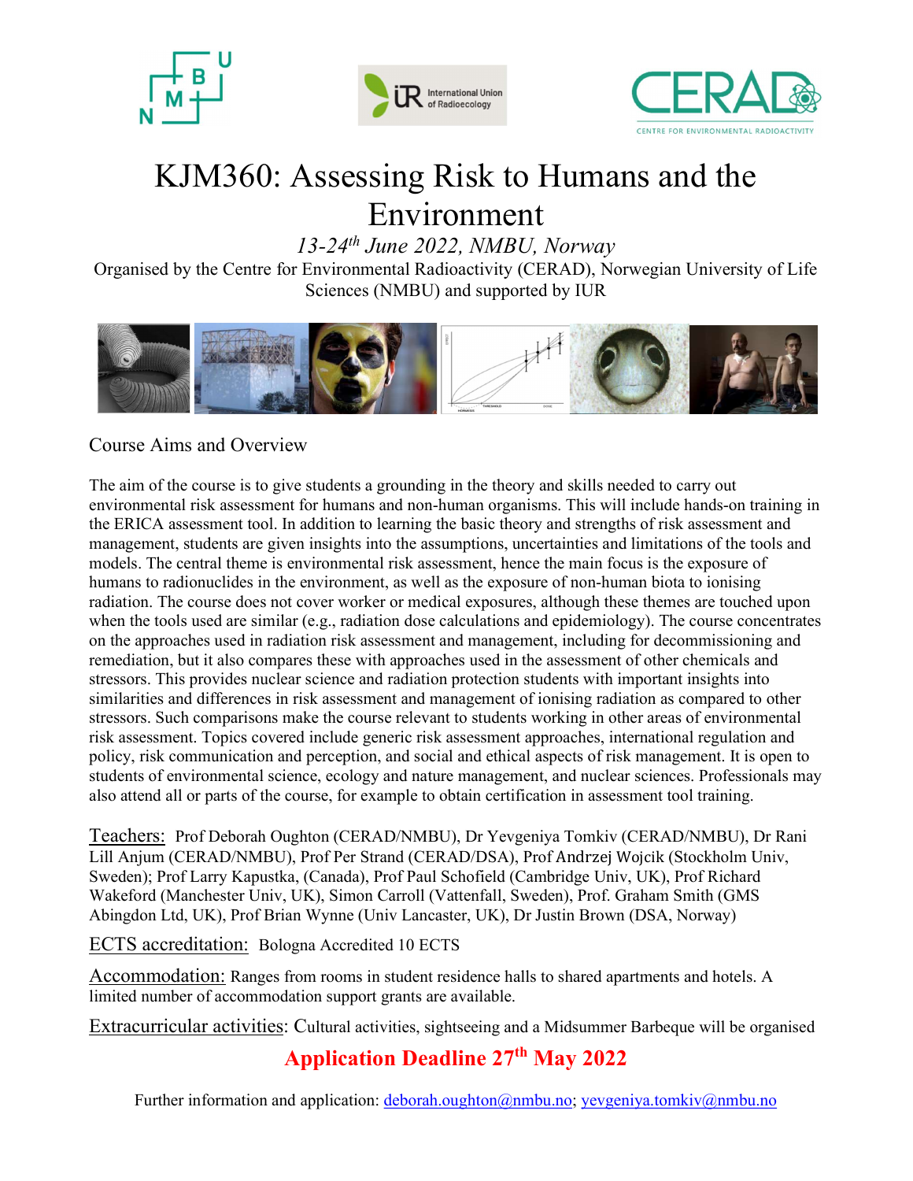# KJM360: Assessing Risk to Humans and the Environment

*13-24th June 2022, NMBU, Norway*

Organised by the Centre for Environmental Radioactivity (CERAD), Norwegian University of Life Sciences (NMBU) and supported by IUR

## Course Aims and Overview

The aim of the course is to give students a grounding in the theory and skills needed to carry out environmental risk assessment for humans and non-human organisms. This will include hands-on training in the ERICA assessment tool. In addition to learning the basic theory and strengths of risk assessment and management, students are given insights into the assumptions, uncertainties and limitations of the tools and models. The central theme is environmental risk assessment, hence the main focus is the exposure of humans to radionuclides in the environment, as well as the exposure of non-human biota to ionising radiation. The course does not cover worker or medical exposures, although these themes are touched upon when the tools used are similar (e.g., radiation dose calculations and epidemiology). The course concentrates on the approaches used in radiation risk assessment and management, including for decommissioning and remediation, but it also compares these with approaches used in the assessment of other chemicals and stressors. This provides nuclear science and radiation protection students with important insights into similarities and differences in risk assessment and management of ionising radiation as compared to other stressors. Such comparisons make the course relevant to students working in other areas of environmental risk assessment. Topics covered include generic risk assessment approaches, international regulation and policy, risk communication and perception, and social and ethical aspects of risk management. It is open to students of environmental science, ecology and nature management, and nuclear sciences. Professionals may also attend all or parts of the course, for example to obtain certification in assessment tool training.

Teachers: Prof Deborah Oughton (CERAD/NMBU), Dr Yevgeniya Tomkiv (CERAD/NMBU), Dr Rani Lill Anjum (CERAD/NMBU), Prof Per Strand (CERAD/DSA), Prof Andrzej Wojcik (Stockholm Univ, Sweden); Prof Larry Kapustka, (Canada), Prof Paul Schofield (Cambridge Univ, UK), Prof Richard Wakeford (Manchester Univ, UK), Simon Carroll (Vattenfall, Sweden), Prof. Graham Smith (GMS Abingdon Ltd, UK), Prof Brian Wynne (Univ Lancaster, UK), Dr Justin Brown (DSA, Norway)

ECTS accreditation: Bologna Accredited 10 ECTS

Accommodation: Ranges from rooms in student residence halls to shared apartments and hotels. A limited number of accommodation support grants are available.

Extracurricular activities: Cultural activities, sightseeing and a Midsummer Barbeque will be organised

**Application Deadline 27th May 2022**

Further information and application: deborah.oughton@nmbu.no; yevgeniya.tomkiv@nmbu.no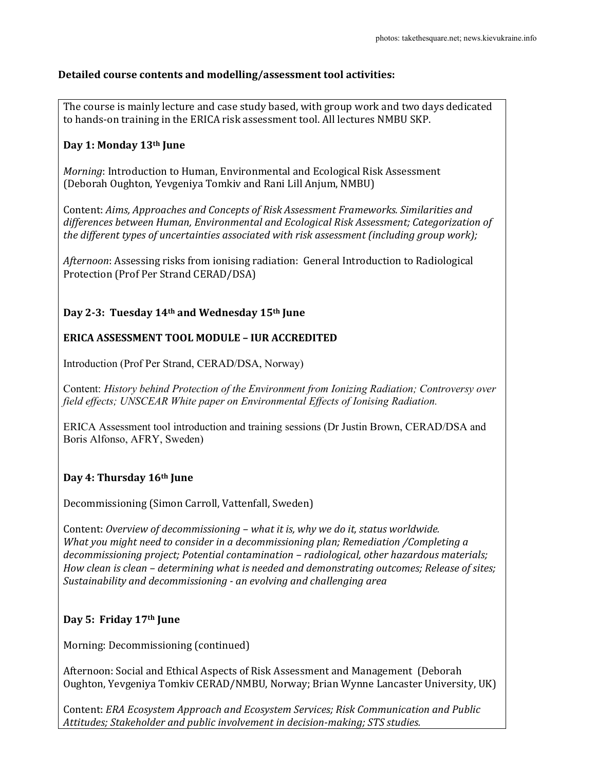**Detailed course contents and modelling/assessment tool activities:**

The course is mainly lecture and case study based, with group work and two days dedicated to hands-on training in the ERICA risk assessment tool. All lectures NMBU SKP.

**Day 1: Monday 13th June**

*Morning*: Introduction to Human, Environmental and Ecological Risk Assessment (Deborah Oughton, Yevgeniya Tomkiv and Rani Lill Anjum, NMBU)

Content: *Aims, Approaches and Concepts of Risk Assessment Frameworks. Similarities and differences between Human, Environmental and Ecological Risk Assessment; Categorization of the different types of uncertainties associated with risk assessment (including group work);*

*Afternoon*: Assessing risks from ionising radiation: General Introduction to Radiological Protection (Prof Per Strand CERAD/DSA)

**Day 2-3: Tuesday 14th and Wednesday 15th June**

**ERICA ASSESSMENT TOOL MODULE – IUR ACCREDITED**

Introduction (Prof Per Strand, CERAD/DSA, Norway)

Content: *History behind Protection of the Environment from Ionizing Radiation; Controversy over field effects; UNSCEAR White paper on Environmental Effects of Ionising Radiation.*

ERICA Assessment tool introduction and training sessions (Dr Justin Brown, CERAD/DSA and Boris Alfonso, AFRY, Sweden)

**Day 4: Thursday 16th June**

Decommissioning (Simon Carroll, Vattenfall, Sweden)

Content: *Overview of decommissioning – what it is, why we do it, status worldwide. What you might need to consider in a decommissioning plan; Remediation /Completing a decommissioning project; Potential contamination – radiological, other hazardous materials; How clean is clean – determining what is needed and demonstrating outcomes; Release of sites; Sustainability and decommissioning - an evolving and challenging area*

**Day 5: Friday 17th June**

Morning: Decommissioning (continued)

Afternoon: Social and Ethical Aspects of Risk Assessment and Management (Deborah Oughton, Yevgeniya Tomkiv CERAD/NMBU, Norway; Brian Wynne Lancaster University, UK)

Content: *ERA Ecosystem Approach and Ecosystem Services; Risk Communication and Public Attitudes; Stakeholder and public involvement in decision-making; STS studies.*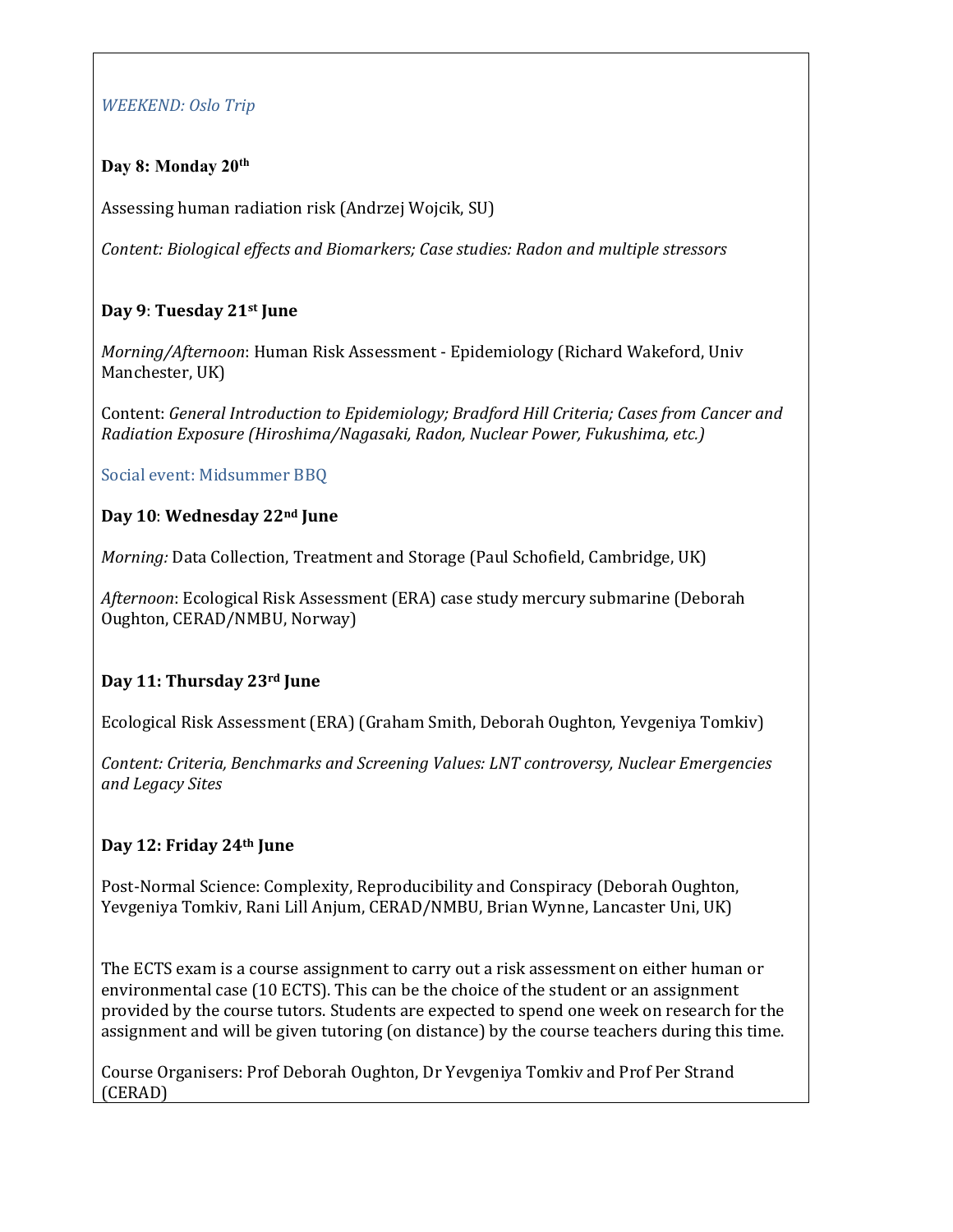*WEEKEND: Oslo Trip*

**Day 8: Monday 20th**

Assessing human radiation risk (Andrzej Wojcik, SU)

*Content: Biological effects and Biomarkers; Case studies: Radon and multiple stressors*

**Day 9**: **Tuesday 21st June**

*Morning/Afternoon*: Human Risk Assessment - Epidemiology (Richard Wakeford, Univ Manchester, UK)

Content: *General Introduction to Epidemiology; Bradford Hill Criteria; Cases from Cancer and Radiation Exposure (Hiroshima/Nagasaki, Radon, Nuclear Power, Fukushima, etc.)*

Social event: Midsummer BBQ

**Day 10**: **Wednesday 22nd June**

*Morning:* Data Collection, Treatment and Storage (Paul Schofield, Cambridge, UK)

*Afternoon*: Ecological Risk Assessment (ERA) case study mercury submarine (Deborah Oughton, CERAD/NMBU, Norway)

**Day 11: Thursday 23rd June**

Ecological Risk Assessment (ERA) (Graham Smith, Deborah Oughton, Yevgeniya Tomkiv)

*Content: Criteria, Benchmarks and Screening Values: LNT controversy, Nuclear Emergencies and Legacy Sites*

**Day 12: Friday 24th June**

Post-Normal Science: Complexity, Reproducibility and Conspiracy (Deborah Oughton, Yevgeniya Tomkiv, Rani Lill Anjum, CERAD/NMBU, Brian Wynne, Lancaster Uni, UK)

The ECTS exam is a course assignment to carry out a risk assessment on either human or environmental case (10 ECTS). This can be the choice of the student or an assignment provided by the course tutors. Students are expected to spend one week on research for the assignment and will be given tutoring (on distance) by the course teachers during this time.

Course Organisers: Prof Deborah Oughton, Dr Yevgeniya Tomkiv and Prof Per Strand (CERAD)